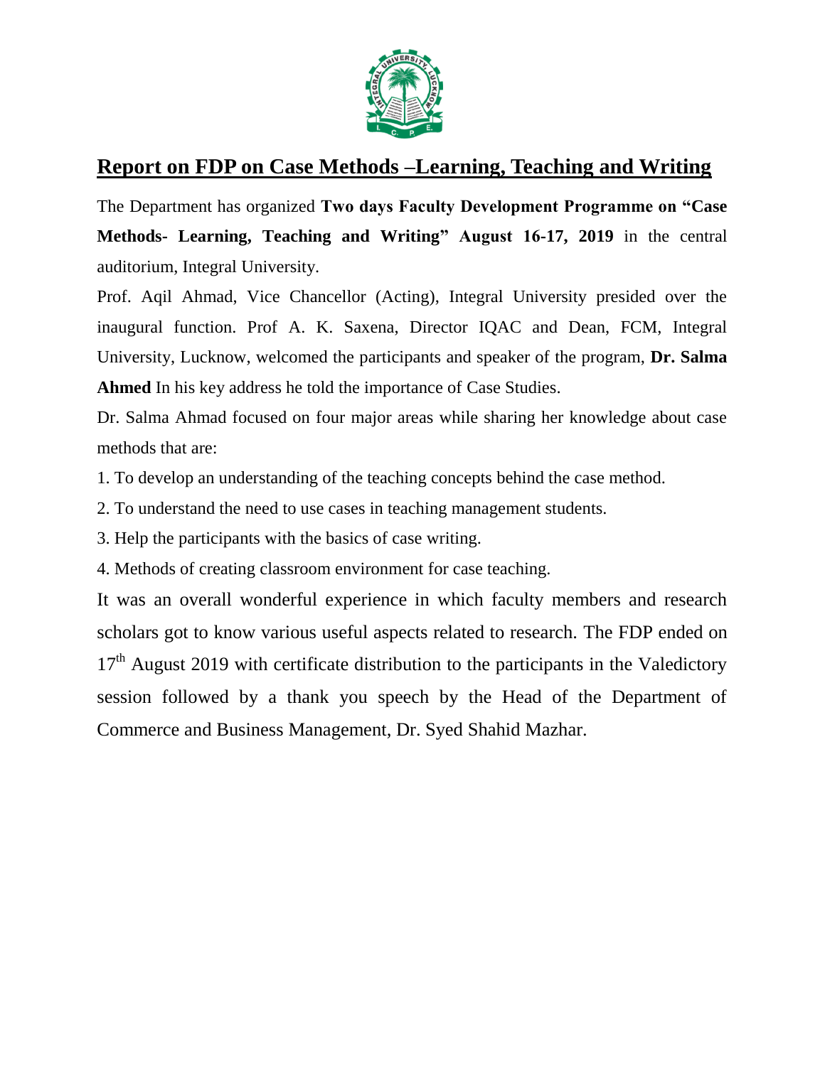# Report on FDP on Case Methods –Learning, Teaching and Writing

The Department has organized **Two days Faculty Development Programme on "Case Methods- Learning, Teaching and Writing" August 16-17, 2019** in the central auditorium, Integral University.

Prof. Aqil Ahmad, Vice Chancellor (Acting), Integral University presided over the inaugural function. Prof A. K. Saxena, Director IQAC and Dean, FCM, Integral University, Lucknow, welcomed the participants and speaker of the program, **Dr. Salma Ahmed** In his key address he told the importance of Case Studies.

Dr. Salma Ahmad focused on four major areas while sharing her knowledge about case methods that are:

1. To develop an understanding of the teaching concepts behind the case method.
2. To understand the need to use cases in teaching management students.
3. Help the participants with the basics of case writing.
4. Methods of creating classroom environment for case teaching.

It was an overall wonderful experience in which faculty members and research scholars got to know various useful aspects related to research. The FDP ended on 17th August 2019 with certificate distribution to the participants in the Valedictory session followed by a thank you speech by the Head of the Department of Commerce and Business Management, Dr. Syed Shahid Mazhar.